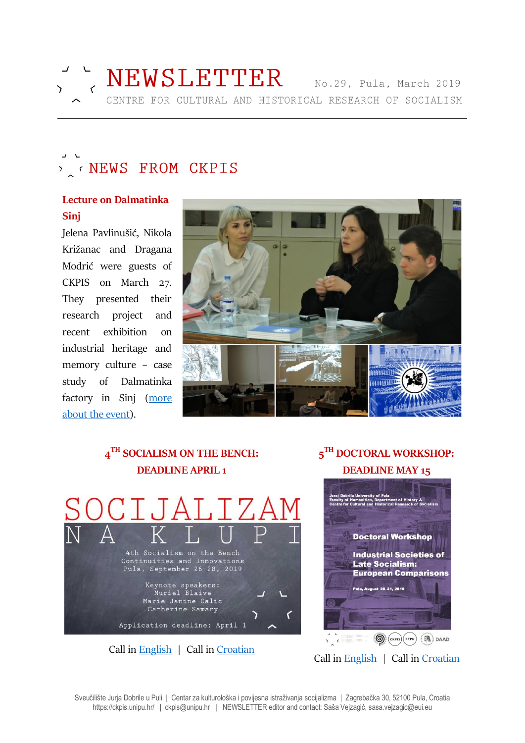# NEWSLETTER

No.29, Pula, March 2019

CENTRE FOR CULTURAL AND HISTORICAL RESEARCH OF SOCIALISM

## NEWS FROM CKPIS

### Lecture on Dalmatinka Sinj

Jelena Pavlinušić, Nikola Križanac and Dragana Modrić were guests of CKPIS on March 27. They presented their research project and recent exhibition on industrial heritage and memory culture – case study of Dalmatinka factory in Sinj (more about the event).

### 4TH SOCIALISM ON THE BENCH: DEADLINE APRIL 1

SOCIJALIZAM NA KLUPI

4th Socialism on the Bench
Continuities and Innovations
Pula, September 26-28, 2019

Keynote speakers:
Muriel Blaive
Marie-Janine Calic
Catherine Samary

Application deadline: April 1

Call in English | Call in Croatian

### 5TH DOCTORAL WORKSHOP: DEADLINE MAY 15

Juraj Dobrila University of Pula
Faculty of Humanities, Department of History &
Centre for Cultural and Historical Research of Socialism

Doctoral Workshop

Industrial Societies of Late Socialism: European Comparisons

Pula, August 28-31, 2019

Call in English | Call in Croatian

Sveučilište Jurja Dobrile u Puli | Centar za kulturološka i povijesna istraživanja socijalizma | Zagrebačka 30, 52100 Pula, Croatia
https://ckpis.unipu.hr/ | ckpis@unipu.hr | NEWSLETTER editor and contact: Saša Vejzagić, sasa.vejzagic@eui.eu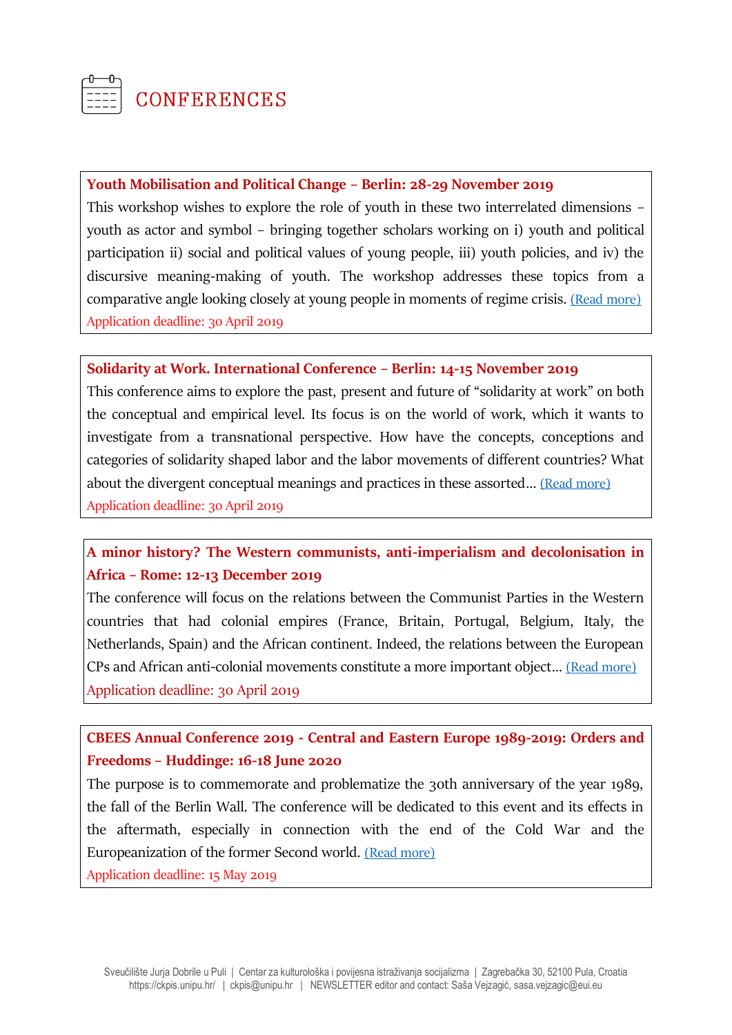# CONFERENCES

**Youth Mobilisation and Political Change – Berlin: 28-29 November 2019**

This workshop wishes to explore the role of youth in these two interrelated dimensions – youth as actor and symbol – bringing together scholars working on i) youth and political participation ii) social and political values of young people, iii) youth policies, and iv) the discursive meaning-making of youth. The workshop addresses these topics from a comparative angle looking closely at young people in moments of regime crisis. (Read more)

Application deadline: 30 April 2019

**Solidarity at Work. International Conference – Berlin: 14-15 November 2019**

This conference aims to explore the past, present and future of "solidarity at work" on both the conceptual and empirical level. Its focus is on the world of work, which it wants to investigate from a transnational perspective. How have the concepts, conceptions and categories of solidarity shaped labor and the labor movements of different countries? What about the divergent conceptual meanings and practices in these assorted… (Read more)

Application deadline: 30 April 2019

**A minor history? The Western communists, anti-imperialism and decolonisation in Africa – Rome: 12-13 December 2019**

The conference will focus on the relations between the Communist Parties in the Western countries that had colonial empires (France, Britain, Portugal, Belgium, Italy, the Netherlands, Spain) and the African continent. Indeed, the relations between the European CPs and African anti-colonial movements constitute a more important object… (Read more)

Application deadline: 30 April 2019

**CBEES Annual Conference 2019 - Central and Eastern Europe 1989-2019: Orders and Freedoms – Huddinge: 16-18 June 2020**

The purpose is to commemorate and problematize the 30th anniversary of the year 1989, the fall of the Berlin Wall. The conference will be dedicated to this event and its effects in the aftermath, especially in connection with the end of the Cold War and the Europeanization of the former Second world. (Read more)

Application deadline: 15 May 2019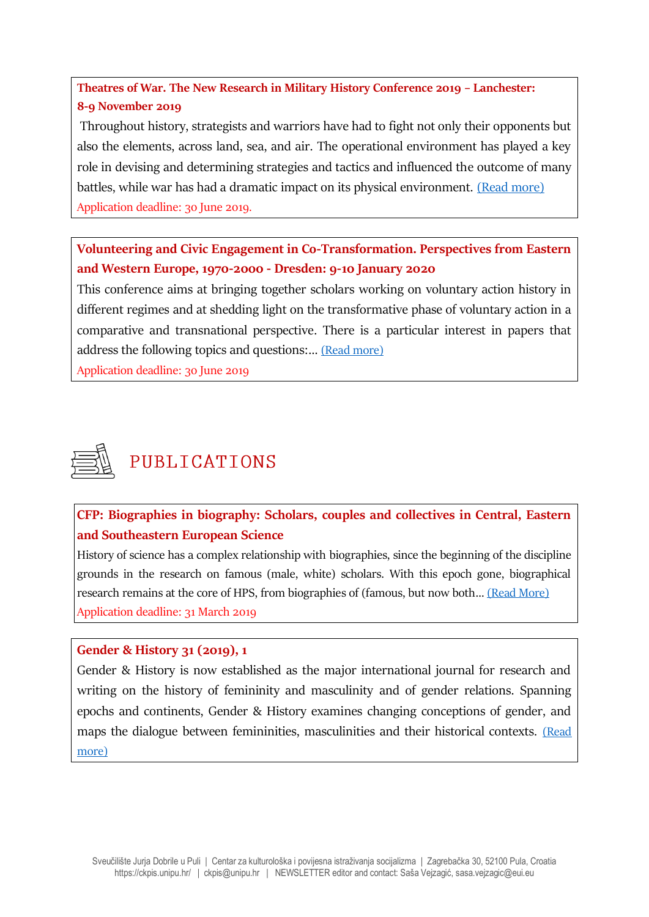**Theatres of War. The New Research in Military History Conference 2019 – Lanchester: 8-9 November 2019**

Throughout history, strategists and warriors have had to fight not only their opponents but also the elements, across land, sea, and air. The operational environment has played a key role in devising and determining strategies and tactics and influenced the outcome of many battles, while war has had a dramatic impact on its physical environment. (Read more)

Application deadline: 30 June 2019.

**Volunteering and Civic Engagement in Co-Transformation. Perspectives from Eastern and Western Europe, 1970-2000 - Dresden: 9-10 January 2020**

This conference aims at bringing together scholars working on voluntary action history in different regimes and at shedding light on the transformative phase of voluntary action in a comparative and transnational perspective. There is a particular interest in papers that address the following topics and questions:... (Read more)

Application deadline: 30 June 2019

## PUBLICATIONS

**CFP: Biographies in biography: Scholars, couples and collectives in Central, Eastern and Southeastern European Science**

History of science has a complex relationship with biographies, since the beginning of the discipline grounds in the research on famous (male, white) scholars. With this epoch gone, biographical research remains at the core of HPS, from biographies of (famous, but now both... (Read More)

Application deadline: 31 March 2019

**Gender & History 31 (2019), 1**

Gender & History is now established as the major international journal for research and writing on the history of femininity and masculinity and of gender relations. Spanning epochs and continents, Gender & History examines changing conceptions of gender, and maps the dialogue between femininities, masculinities and their historical contexts. (Read more)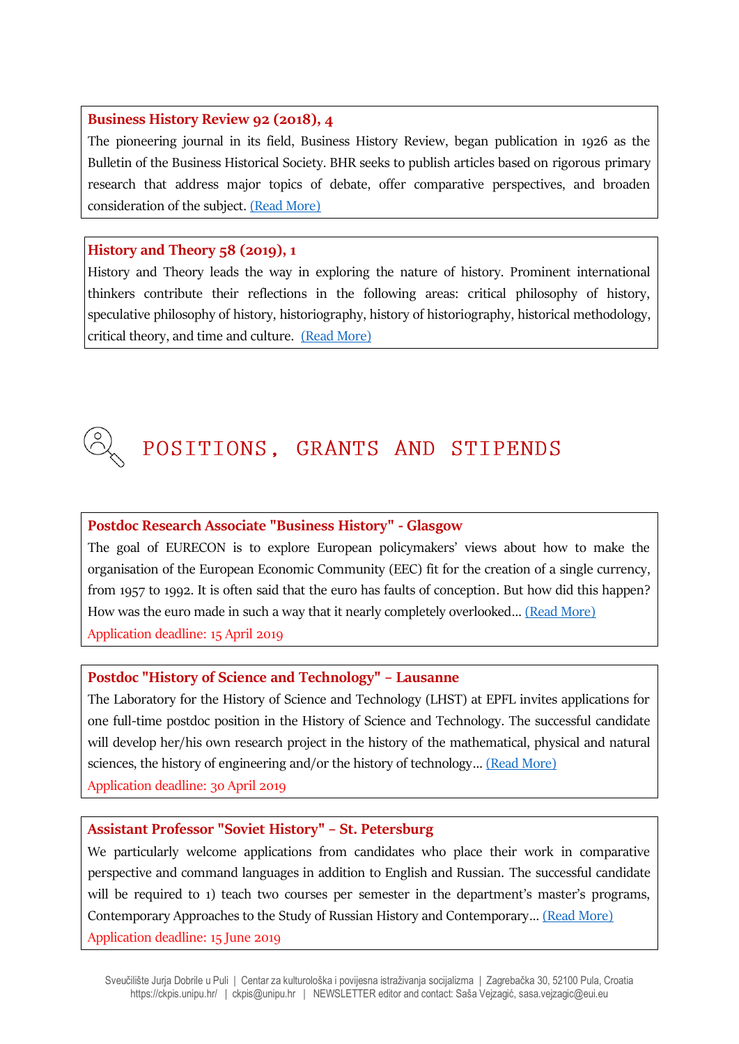### Business History Review 92 (2018), 4

The pioneering journal in its field, Business History Review, began publication in 1926 as the Bulletin of the Business Historical Society. BHR seeks to publish articles based on rigorous primary research that address major topics of debate, offer comparative perspectives, and broaden consideration of the subject. (Read More)

### History and Theory 58 (2019), 1

History and Theory leads the way in exploring the nature of history. Prominent international thinkers contribute their reflections in the following areas: critical philosophy of history, speculative philosophy of history, historiography, history of historiography, historical methodology, critical theory, and time and culture. (Read More)

## POSITIONS, GRANTS AND STIPENDS

### Postdoc Research Associate "Business History" - Glasgow

The goal of EURECON is to explore European policymakers' views about how to make the organisation of the European Economic Community (EEC) fit for the creation of a single currency, from 1957 to 1992. It is often said that the euro has faults of conception. But how did this happen? How was the euro made in such a way that it nearly completely overlooked… (Read More)

Application deadline: 15 April 2019

### Postdoc "History of Science and Technology" – Lausanne

The Laboratory for the History of Science and Technology (LHST) at EPFL invites applications for one full-time postdoc position in the History of Science and Technology. The successful candidate will develop her/his own research project in the history of the mathematical, physical and natural sciences, the history of engineering and/or the history of technology… (Read More)

Application deadline: 30 April 2019

### Assistant Professor "Soviet History" – St. Petersburg

We particularly welcome applications from candidates who place their work in comparative perspective and command languages in addition to English and Russian. The successful candidate will be required to 1) teach two courses per semester in the department's master's programs, Contemporary Approaches to the Study of Russian History and Contemporary… (Read More)

Application deadline: 15 June 2019

Sveučilište Jurja Dobrile u Puli | Centar za kulturološka i povijesna istraživanja socijalizma | Zagrebačka 30, 52100 Pula, Croatia
https://ckpis.unipu.hr/ | ckpis@unipu.hr | NEWSLETTER editor and contact: Saša Vejzagić, sasa.vejzagic@eui.eu